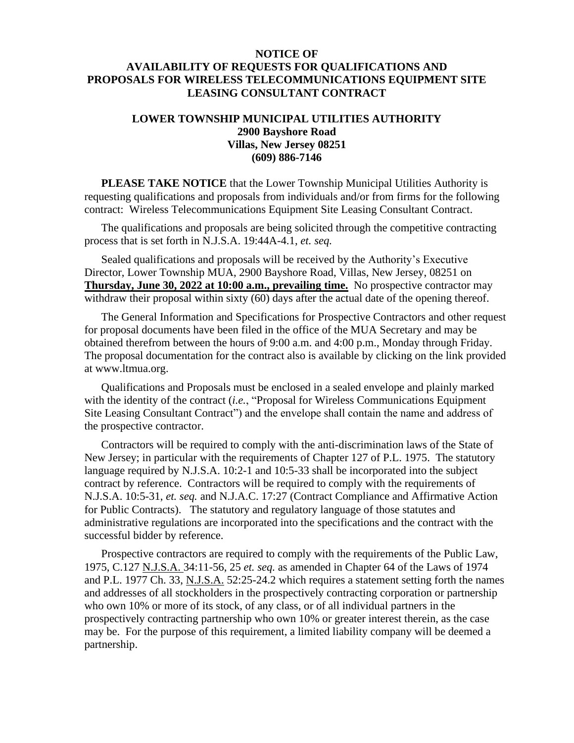# NOTICE OF AVAILABILITY OF REQUESTS FOR QUALIFICATIONS AND PROPOSALS FOR WIRELESS TELECOMMUNICATIONS EQUIPMENT SITE LEASING CONSULTANT CONTRACT

## LOWER TOWNSHIP MUNICIPAL UTILITIES AUTHORITY

**2900 Bayshore Road**
**Villas, New Jersey 08251**
**(609) 886-7146**

**PLEASE TAKE NOTICE** that the Lower Township Municipal Utilities Authority is requesting qualifications and proposals from individuals and/or from firms for the following contract: Wireless Telecommunications Equipment Site Leasing Consultant Contract.

The qualifications and proposals are being solicited through the competitive contracting process that is set forth in N.J.S.A. 19:44A-4.1, *et. seq.*

Sealed qualifications and proposals will be received by the Authority's Executive Director, Lower Township MUA, 2900 Bayshore Road, Villas, New Jersey, 08251 on **Thursday, June 30, 2022 at 10:00 a.m., prevailing time.** No prospective contractor may withdraw their proposal within sixty (60) days after the actual date of the opening thereof.

The General Information and Specifications for Prospective Contractors and other request for proposal documents have been filed in the office of the MUA Secretary and may be obtained therefrom between the hours of 9:00 a.m. and 4:00 p.m., Monday through Friday. The proposal documentation for the contract also is available by clicking on the link provided at www.ltmua.org.

Qualifications and Proposals must be enclosed in a sealed envelope and plainly marked with the identity of the contract (*i.e.*, "Proposal for Wireless Communications Equipment Site Leasing Consultant Contract") and the envelope shall contain the name and address of the prospective contractor.

Contractors will be required to comply with the anti-discrimination laws of the State of New Jersey; in particular with the requirements of Chapter 127 of P.L. 1975. The statutory language required by N.J.S.A. 10:2-1 and 10:5-33 shall be incorporated into the subject contract by reference. Contractors will be required to comply with the requirements of N.J.S.A. 10:5-31, *et. seq.* and N.J.A.C. 17:27 (Contract Compliance and Affirmative Action for Public Contracts). The statutory and regulatory language of those statutes and administrative regulations are incorporated into the specifications and the contract with the successful bidder by reference.

Prospective contractors are required to comply with the requirements of the Public Law, 1975, C.127 N.J.S.A. 34:11-56, 25 *et. seq.* as amended in Chapter 64 of the Laws of 1974 and P.L. 1977 Ch. 33, N.J.S.A. 52:25-24.2 which requires a statement setting forth the names and addresses of all stockholders in the prospectively contracting corporation or partnership who own 10% or more of its stock, of any class, or of all individual partners in the prospectively contracting partnership who own 10% or greater interest therein, as the case may be. For the purpose of this requirement, a limited liability company will be deemed a partnership.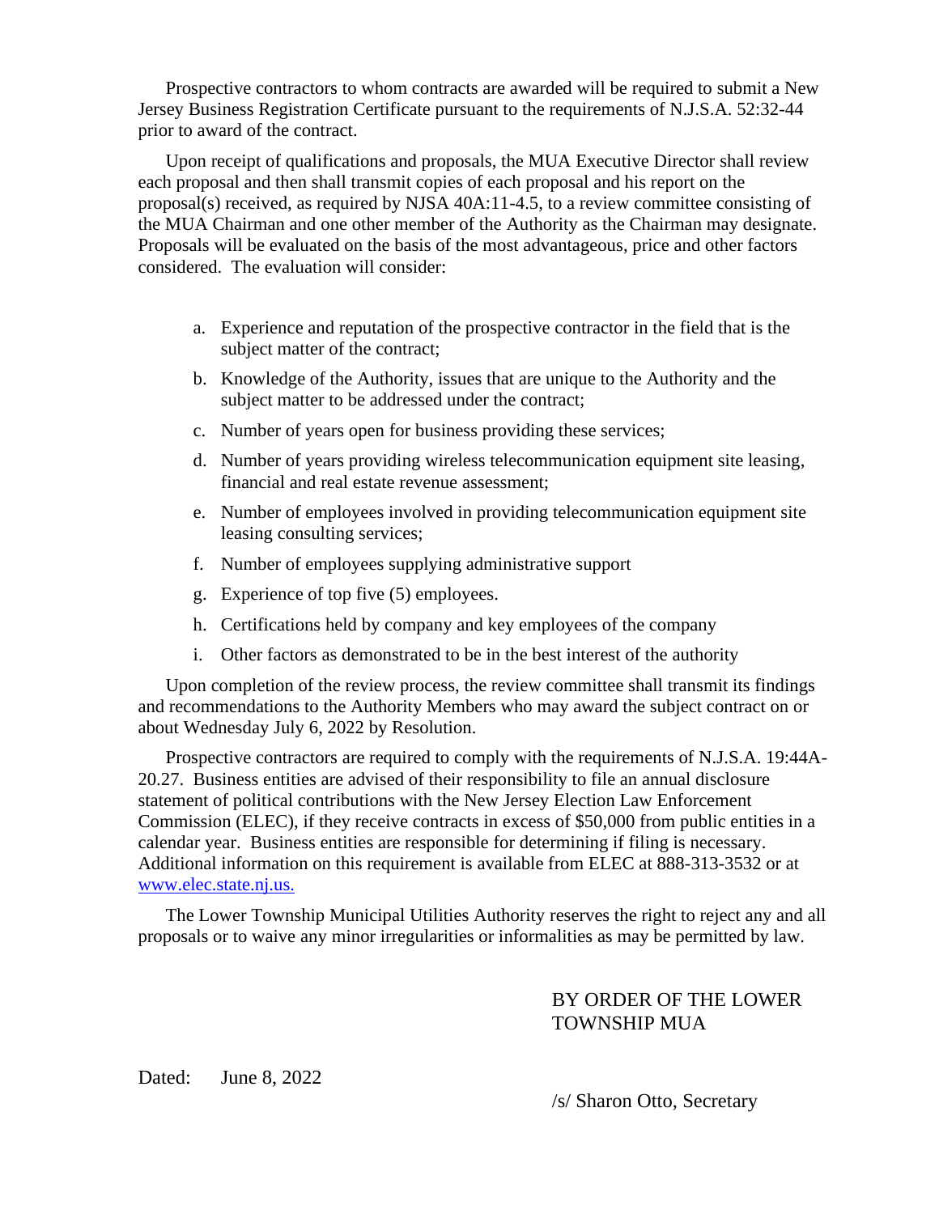Prospective contractors to whom contracts are awarded will be required to submit a New Jersey Business Registration Certificate pursuant to the requirements of N.J.S.A. 52:32-44 prior to award of the contract.

Upon receipt of qualifications and proposals, the MUA Executive Director shall review each proposal and then shall transmit copies of each proposal and his report on the proposal(s) received, as required by NJSA 40A:11-4.5, to a review committee consisting of the MUA Chairman and one other member of the Authority as the Chairman may designate. Proposals will be evaluated on the basis of the most advantageous, price and other factors considered. The evaluation will consider:

a. Experience and reputation of the prospective contractor in the field that is the subject matter of the contract;
b. Knowledge of the Authority, issues that are unique to the Authority and the subject matter to be addressed under the contract;
c. Number of years open for business providing these services;
d. Number of years providing wireless telecommunication equipment site leasing, financial and real estate revenue assessment;
e. Number of employees involved in providing telecommunication equipment site leasing consulting services;
f. Number of employees supplying administrative support
g. Experience of top five (5) employees.
h. Certifications held by company and key employees of the company
i. Other factors as demonstrated to be in the best interest of the authority

Upon completion of the review process, the review committee shall transmit its findings and recommendations to the Authority Members who may award the subject contract on or about Wednesday July 6, 2022 by Resolution.

Prospective contractors are required to comply with the requirements of N.J.S.A. 19:44A-20.27. Business entities are advised of their responsibility to file an annual disclosure statement of political contributions with the New Jersey Election Law Enforcement Commission (ELEC), if they receive contracts in excess of $50,000 from public entities in a calendar year. Business entities are responsible for determining if filing is necessary. Additional information on this requirement is available from ELEC at 888-313-3532 or at www.elec.state.nj.us.

The Lower Township Municipal Utilities Authority reserves the right to reject any and all proposals or to waive any minor irregularities or informalities as may be permitted by law.

BY ORDER OF THE LOWER TOWNSHIP MUA

Dated: June 8, 2022

/s/ Sharon Otto, Secretary